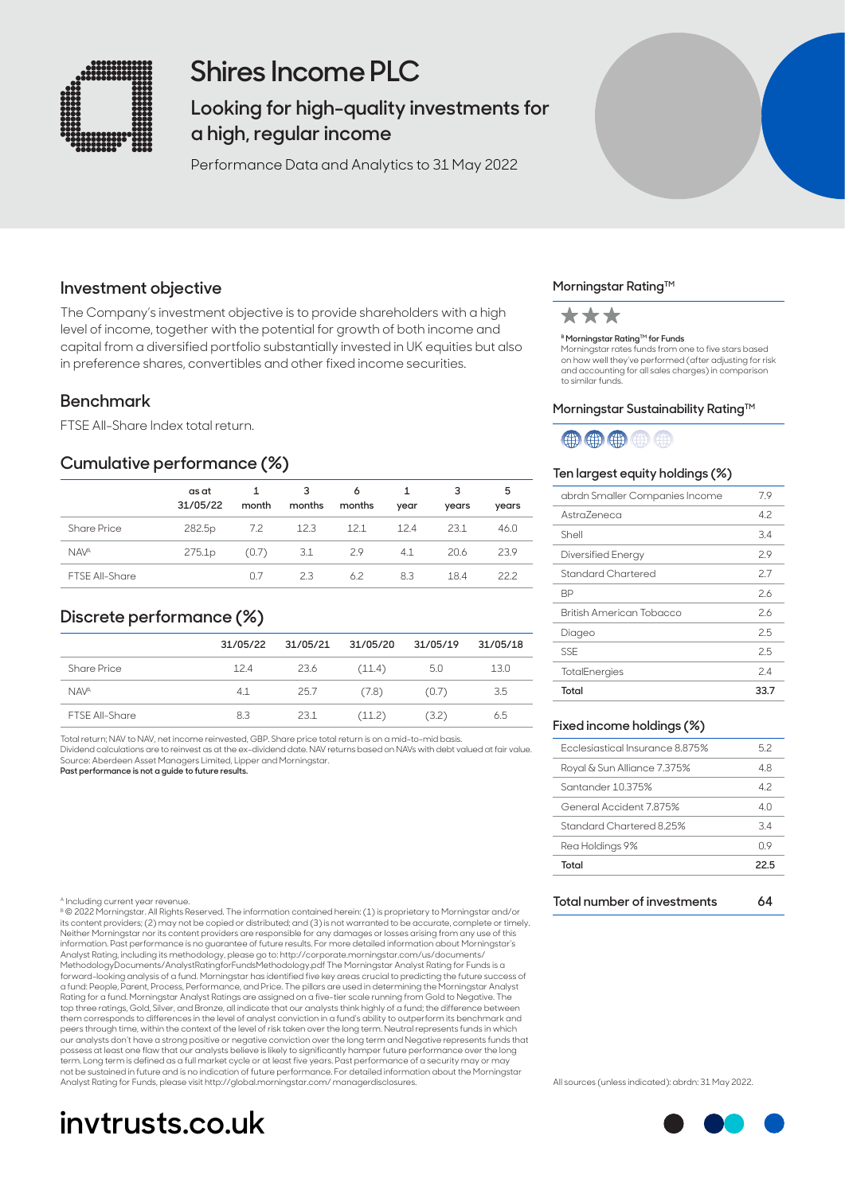# Shires Income PLC

## Looking for high-quality investments for a high, regular income

Performance Data and Analytics to 31 May 2022

## Investment objective

The Company's investment objective is to provide shareholders with a high level of income, together with the potential for growth of both income and capital from a diversified portfolio substantially invested in UK equities but also in preference shares, convertibles and other fixed income securities.

## Benchmark

FTSE All-Share Index total return.

## Cumulative performance (%)

| | as at 31/05/22 | 1 month | 3 months | 6 months | 1 year | 3 years | 5 years |
|---|---|---|---|---|---|---|---|
| Share Price | 282.5p | 7.2 | 12.3 | 12.1 | 12.4 | 23.1 | 46.0 |
| NAV[A] | 275.1p | (0.7) | 3.1 | 2.9 | 4.1 | 20.6 | 23.9 |
| FTSE All-Share | | 0.7 | 2.3 | 6.2 | 8.3 | 18.4 | 22.2 |

## Discrete performance (%)

| | 31/05/22 | 31/05/21 | 31/05/20 | 31/05/19 | 31/05/18 |
|---|---|---|---|---|---|
| Share Price | 12.4 | 23.6 | (11.4) | 5.0 | 13.0 |
| NAV[A] | 4.1 | 25.7 | (7.8) | (0.7) | 3.5 |
| FTSE All-Share | 8.3 | 23.1 | (11.2) | (3.2) | 6.5 |

Total return; NAV to NAV, net income reinvested, GBP. Share price total return is on a mid-to-mid basis.
Dividend calculations are to reinvest as at the ex-dividend date. NAV returns based on NAVs with debt valued at fair value.
Source: Aberdeen Asset Managers Limited, Lipper and Morningstar.
**Past performance is not a guide to future results.**

## Morningstar Rating™

★★★

[B] **Morningstar Rating™ for Funds**
Morningstar rates funds from one to five stars based on how well they've performed (after adjusting for risk and accounting for all sales charges) in comparison to similar funds.

## Morningstar Sustainability Rating™

3 of 5 globes

## Ten largest equity holdings (%)

| | |
|---|---|
| abrdn Smaller Companies Income | 7.9 |
| AstraZeneca | 4.2 |
| Shell | 3.4 |
| Diversified Energy | 2.9 |
| Standard Chartered | 2.7 |
| BP | 2.6 |
| British American Tobacco | 2.6 |
| Diageo | 2.5 |
| SSE | 2.5 |
| TotalEnergies | 2.4 |
| **Total** | **33.7** |

## Fixed income holdings (%)

| | |
|---|---|
| Ecclesiastical Insurance 8.875% | 5.2 |
| Royal & Sun Alliance 7.375% | 4.8 |
| Santander 10.375% | 4.2 |
| General Accident 7.875% | 4.0 |
| Standard Chartered 8.25% | 3.4 |
| Rea Holdings 9% | 0.9 |
| **Total** | **22.5** |

**Total number of investments** **64**

[A] Including current year revenue.
[B] © 2022 Morningstar. All Rights Reserved. The information contained herein: (1) is proprietary to Morningstar and/or its content providers; (2) may not be copied or distributed; and (3) is not warranted to be accurate, complete or timely. Neither Morningstar nor its content providers are responsible for any damages or losses arising from any use of this information. Past performance is no guarantee of future results. For more detailed information about Morningstar's Analyst Rating, including its methodology, please go to: http://corporate.morningstar.com/us/documents/MethodologyDocuments/AnalystRatingforFundsMethodology.pdf The Morningstar Analyst Rating for Funds is a forward-looking analysis of a fund. Morningstar has identified five key areas crucial to predicting the future success of a fund: People, Parent, Process, Performance, and Price. The pillars are used in determining the Morningstar Analyst Rating for a fund. Morningstar Analyst Ratings are assigned on a five-tier scale running from Gold to Negative. The top three ratings, Gold, Silver, and Bronze, all indicate that our analysts think highly of a fund; the difference between them corresponds to differences in the level of analyst conviction in a fund's ability to outperform its benchmark and peers through time, within the context of the level of risk taken over the long term. Neutral represents funds in which our analysts don't have a strong positive or negative conviction over the long term and Negative represents funds that possess at least one flaw that our analysts believe is likely to significantly hamper future performance over the long term. Long term is defined as a full market cycle or at least five years. Past performance of a security may or may not be sustained in future and is no indication of future performance. For detailed information about the Morningstar Analyst Rating for Funds, please visit http://global.morningstar.com/ managerdisclosures.

All sources (unless indicated): abrdn: 31 May 2022.

**invtrusts.co.uk**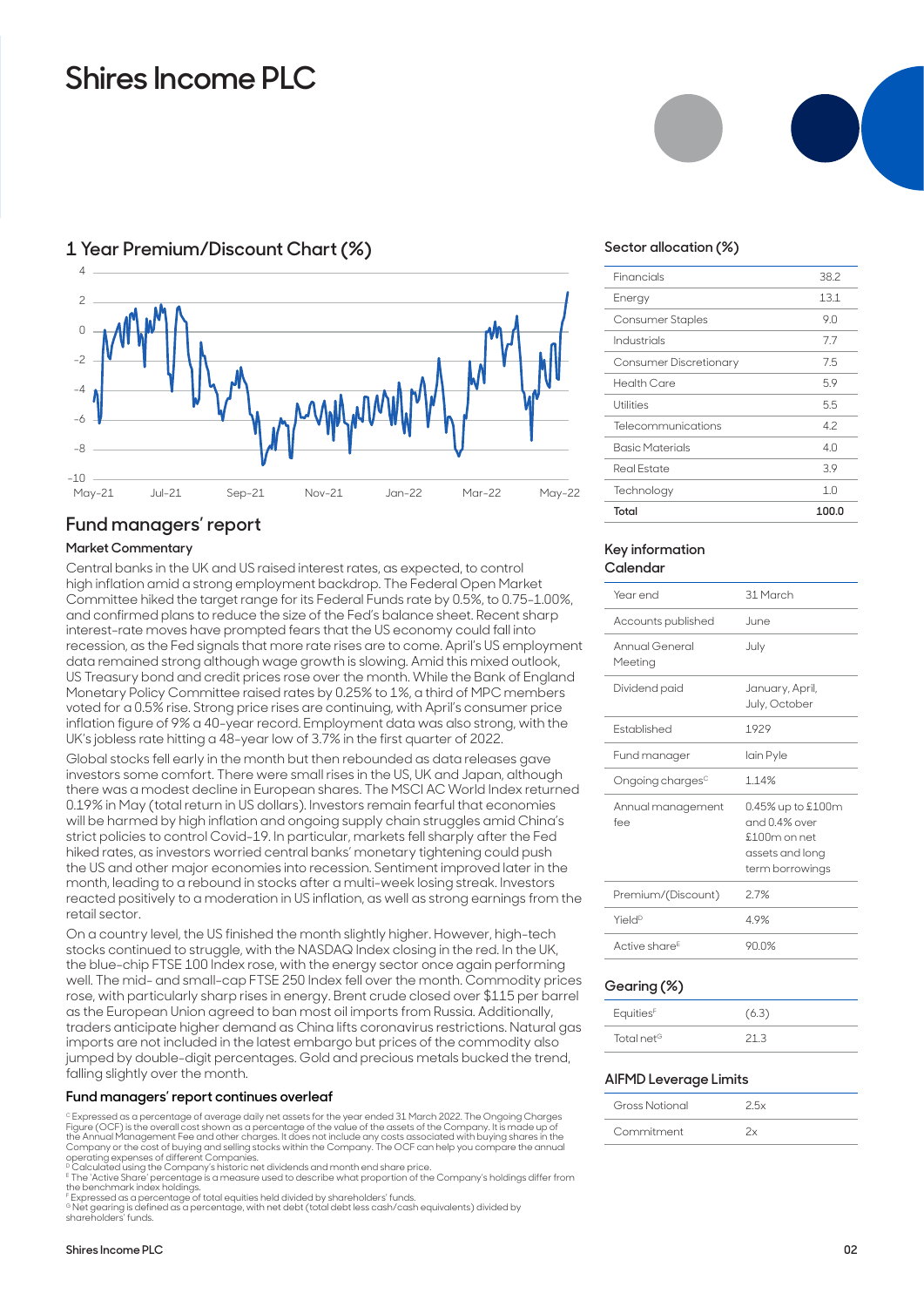# Shires Income PLC

## 1 Year Premium/Discount Chart (%)

## Fund managers' report

### Market Commentary

Central banks in the UK and US raised interest rates, as expected, to control high inflation amid a strong employment backdrop. The Federal Open Market Committee hiked the target range for its Federal Funds rate by 0.5%, to 0.75-1.00%, and confirmed plans to reduce the size of the Fed's balance sheet. Recent sharp interest-rate moves have prompted fears that the US economy could fall into recession, as the Fed signals that more rate rises are to come. April's US employment data remained strong although wage growth is slowing. Amid this mixed outlook, US Treasury bond and credit prices rose over the month. While the Bank of England Monetary Policy Committee raised rates by 0.25% to 1%, a third of MPC members voted for a 0.5% rise. Strong price rises are continuing, with April's consumer price inflation figure of 9% a 40-year record. Employment data was also strong, with the UK's jobless rate hitting a 48-year low of 3.7% in the first quarter of 2022.

Global stocks fell early in the month but then rebounded as data releases gave investors some comfort. There were small rises in the US, UK and Japan, although there was a modest decline in European shares. The MSCI AC World Index returned 0.19% in May (total return in US dollars). Investors remain fearful that economies will be harmed by high inflation and ongoing supply chain struggles amid China's strict policies to control Covid-19. In particular, markets fell sharply after the Fed hiked rates, as investors worried central banks' monetary tightening could push the US and other major economies into recession. Sentiment improved later in the month, leading to a rebound in stocks after a multi-week losing streak. Investors reacted positively to a moderation in US inflation, as well as strong earnings from the retail sector.

On a country level, the US finished the month slightly higher. However, high-tech stocks continued to struggle, with the NASDAQ Index closing in the red. In the UK, the blue-chip FTSE 100 Index rose, with the energy sector once again performing well. The mid- and small-cap FTSE 250 Index fell over the month. Commodity prices rose, with particularly sharp rises in energy. Brent crude closed over $115 per barrel as the European Union agreed to ban most oil imports from Russia. Additionally, traders anticipate higher demand as China lifts coronavirus restrictions. Natural gas imports are not included in the latest embargo but prices of the commodity also jumped by double-digit percentages. Gold and precious metals bucked the trend, falling slightly over the month.

**Fund managers' report continues overleaf**

## Sector allocation (%)

| Sector | % |
|---|---|
| Financials | 38.2 |
| Energy | 13.1 |
| Consumer Staples | 9.0 |
| Industrials | 7.7 |
| Consumer Discretionary | 7.5 |
| Health Care | 5.9 |
| Utilities | 5.5 |
| Telecommunications | 4.2 |
| Basic Materials | 4.0 |
| Real Estate | 3.9 |
| Technology | 1.0 |
| **Total** | **100.0** |

## Key information Calendar

| | |
|---|---|
| Year end | 31 March |
| Accounts published | June |
| Annual General Meeting | July |
| Dividend paid | January, April, July, October |
| Established | 1929 |
| Fund manager | Iain Pyle |
| Ongoing charges[C] | 1.14% |
| Annual management fee | 0.45% up to £100m and 0.4% over £100m on net assets and long term borrowings |
| Premium/(Discount) | 2.7% |
| Yield[D] | 4.9% |
| Active share[E] | 90.0% |

## Gearing (%)

| | |
|---|---|
| Equities[F] | (6.3) |
| Total net[G] | 21.3 |

## AIFMD Leverage Limits

| | |
|---|---|
| Gross Notional | 2.5x |
| Commitment | 2x |

[C] Expressed as a percentage of average daily net assets for the year ended 31 March 2022. The Ongoing Charges Figure (OCF) is the overall cost shown as a percentage of the value of the assets of the Company. It is made up of the Annual Management Fee and other charges. It does not include any costs associated with buying shares in the Company or the cost of buying and selling stocks within the Company. The OCF can help you compare the annual operating expenses of different Companies.
[D] Calculated using the Company's historic net dividends and month end share price.
[E] The 'Active Share' percentage is a measure used to describe what proportion of the Company's holdings differ from the benchmark index holdings.
[F] Expressed as a percentage of total equities held divided by shareholders' funds.
[G] Net gearing is defined as a percentage, with net debt (total debt less cash/cash equivalents) divided by shareholders' funds.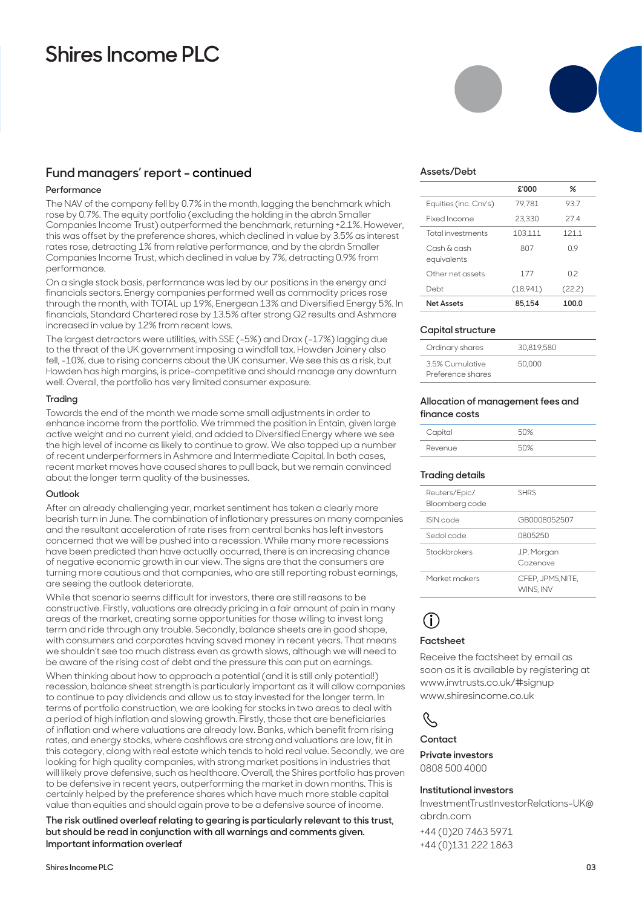# Shires Income PLC

## Fund managers' report – continued

### Performance

The NAV of the company fell by 0.7% in the month, lagging the benchmark which rose by 0.7%. The equity portfolio (excluding the holding in the abrdn Smaller Companies Income Trust) outperformed the benchmark, returning +2.1%. However, this was offset by the preference shares, which declined in value by 3.5% as interest rates rose, detracting 1% from relative performance, and by the abrdn Smaller Companies Income Trust, which declined in value by 7%, detracting 0.9% from performance.

On a single stock basis, performance was led by our positions in the energy and financials sectors. Energy companies performed well as commodity prices rose through the month, with TOTAL up 19%, Energean 13% and Diversified Energy 5%. In financials, Standard Chartered rose by 13.5% after strong Q2 results and Ashmore increased in value by 12% from recent lows.

The largest detractors were utilities, with SSE (-5%) and Drax (-17%) lagging due to the threat of the UK government imposing a windfall tax. Howden Joinery also fell, -10%, due to rising concerns about the UK consumer. We see this as a risk, but Howden has high margins, is price-competitive and should manage any downturn well. Overall, the portfolio has very limited consumer exposure.

### Trading

Towards the end of the month we made some small adjustments in order to enhance income from the portfolio. We trimmed the position in Entain, given large active weight and no current yield, and added to Diversified Energy where we see the high level of income as likely to continue to grow. We also topped up a number of recent underperformers in Ashmore and Intermediate Capital. In both cases, recent market moves have caused shares to pull back, but we remain convinced about the longer term quality of the businesses.

### Outlook

After an already challenging year, market sentiment has taken a clearly more bearish turn in June. The combination of inflationary pressures on many companies and the resultant acceleration of rate rises from central banks has left investors concerned that we will be pushed into a recession. While many more recessions have been predicted than have actually occurred, there is an increasing chance of negative economic growth in our view. The signs are that the consumers are turning more cautious and that companies, who are still reporting robust earnings, are seeing the outlook deteriorate.

While that scenario seems difficult for investors, there are still reasons to be constructive. Firstly, valuations are already pricing in a fair amount of pain in many areas of the market, creating some opportunities for those willing to invest long term and ride through any trouble. Secondly, balance sheets are in good shape, with consumers and corporates having saved money in recent years. That means we shouldn't see too much distress even as growth slows, although we will need to be aware of the rising cost of debt and the pressure this can put on earnings.

When thinking about how to approach a potential (and it is still only potential!) recession, balance sheet strength is particularly important as it will allow companies to continue to pay dividends and allow us to stay invested for the longer term. In terms of portfolio construction, we are looking for stocks in two areas to deal with a period of high inflation and slowing growth. Firstly, those that are beneficiaries of inflation and where valuations are already low. Banks, which benefit from rising rates, and energy stocks, where cashflows are strong and valuations are low, fit in this category, along with real estate which tends to hold real value. Secondly, we are looking for high quality companies, with strong market positions in industries that will likely prove defensive, such as healthcare. Overall, the Shires portfolio has proven to be defensive in recent years, outperforming the market in down months. This is certainly helped by the preference shares which have much more stable capital value than equities and should again prove to be a defensive source of income.

**The risk outlined overleaf relating to gearing is particularly relevant to this trust, but should be read in conjunction with all warnings and comments given. Important information overleaf**

### Assets/Debt

| | £'000 | % |
|---|---|---|
| Equities (inc. Cnv's) | 79,781 | 93.7 |
| Fixed Income | 23,330 | 27.4 |
| Total investments | 103,111 | 121.1 |
| Cash & cash equivalents | 807 | 0.9 |
| Other net assets | 177 | 0.2 |
| Debt | (18,941) | (22.2) |
| **Net Assets** | **85,154** | **100.0** |

### Capital structure

| | |
|---|---|
| Ordinary shares | 30,819,580 |
| 3.5% Cumulative Preference shares | 50,000 |

### Allocation of management fees and finance costs

| | |
|---|---|
| Capital | 50% |
| Revenue | 50% |

### Trading details

| | |
|---|---|
| Reuters/Epic/ Bloomberg code | SHRS |
| ISIN code | GB0008052507 |
| Sedol code | 0805250 |
| Stockbrokers | J.P. Morgan Cazenove |
| Market makers | CFEP, JPMS,NITE, WINS, INV |

### Factsheet

Receive the factsheet by email as soon as it is available by registering at www.invtrusts.co.uk/#signup www.shiresincome.co.uk

### Contact

**Private investors**
0808 500 4000

**Institutional investors**
InvestmentTrustInvestorRelations-UK@abrdn.com
+44 (0)20 7463 5971
+44 (0)131 222 1863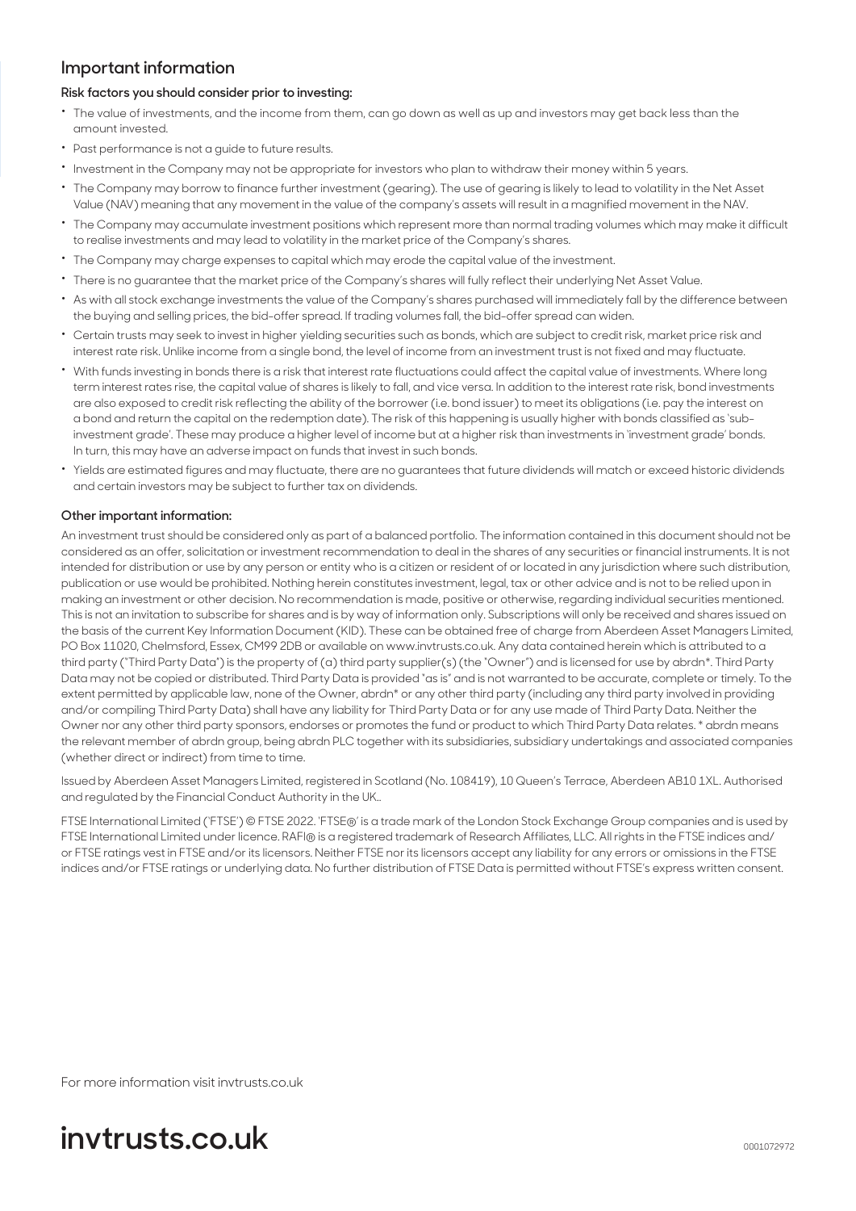## Important information

**Risk factors you should consider prior to investing:**

- The value of investments, and the income from them, can go down as well as up and investors may get back less than the amount invested.
- Past performance is not a guide to future results.
- Investment in the Company may not be appropriate for investors who plan to withdraw their money within 5 years.
- The Company may borrow to finance further investment (gearing). The use of gearing is likely to lead to volatility in the Net Asset Value (NAV) meaning that any movement in the value of the company's assets will result in a magnified movement in the NAV.
- The Company may accumulate investment positions which represent more than normal trading volumes which may make it difficult to realise investments and may lead to volatility in the market price of the Company's shares.
- The Company may charge expenses to capital which may erode the capital value of the investment.
- There is no guarantee that the market price of the Company's shares will fully reflect their underlying Net Asset Value.
- As with all stock exchange investments the value of the Company's shares purchased will immediately fall by the difference between the buying and selling prices, the bid-offer spread. If trading volumes fall, the bid-offer spread can widen.
- Certain trusts may seek to invest in higher yielding securities such as bonds, which are subject to credit risk, market price risk and interest rate risk. Unlike income from a single bond, the level of income from an investment trust is not fixed and may fluctuate.
- With funds investing in bonds there is a risk that interest rate fluctuations could affect the capital value of investments. Where long term interest rates rise, the capital value of shares is likely to fall, and vice versa. In addition to the interest rate risk, bond investments are also exposed to credit risk reflecting the ability of the borrower (i.e. bond issuer) to meet its obligations (i.e. pay the interest on a bond and return the capital on the redemption date). The risk of this happening is usually higher with bonds classified as 'sub-investment grade'. These may produce a higher level of income but at a higher risk than investments in 'investment grade' bonds. In turn, this may have an adverse impact on funds that invest in such bonds.
- Yields are estimated figures and may fluctuate, there are no guarantees that future dividends will match or exceed historic dividends and certain investors may be subject to further tax on dividends.

**Other important information:**

An investment trust should be considered only as part of a balanced portfolio. The information contained in this document should not be considered as an offer, solicitation or investment recommendation to deal in the shares of any securities or financial instruments. It is not intended for distribution or use by any person or entity who is a citizen or resident of or located in any jurisdiction where such distribution, publication or use would be prohibited. Nothing herein constitutes investment, legal, tax or other advice and is not to be relied upon in making an investment or other decision. No recommendation is made, positive or otherwise, regarding individual securities mentioned. This is not an invitation to subscribe for shares and is by way of information only. Subscriptions will only be received and shares issued on the basis of the current Key Information Document (KID). These can be obtained free of charge from Aberdeen Asset Managers Limited, PO Box 11020, Chelmsford, Essex, CM99 2DB or available on www.invtrusts.co.uk. Any data contained herein which is attributed to a third party ("Third Party Data") is the property of (a) third party supplier(s) (the "Owner") and is licensed for use by abrdn*. Third Party Data may not be copied or distributed. Third Party Data is provided "as is" and is not warranted to be accurate, complete or timely. To the extent permitted by applicable law, none of the Owner, abrdn* or any other third party (including any third party involved in providing and/or compiling Third Party Data) shall have any liability for Third Party Data or for any use made of Third Party Data. Neither the Owner nor any other third party sponsors, endorses or promotes the fund or product to which Third Party Data relates. * abrdn means the relevant member of abrdn group, being abrdn PLC together with its subsidiaries, subsidiary undertakings and associated companies (whether direct or indirect) from time to time.

Issued by Aberdeen Asset Managers Limited, registered in Scotland (No. 108419), 10 Queen's Terrace, Aberdeen AB10 1XL. Authorised and regulated by the Financial Conduct Authority in the UK..

FTSE International Limited ('FTSE') © FTSE 2022. 'FTSE®' is a trade mark of the London Stock Exchange Group companies and is used by FTSE International Limited under licence. RAFI® is a registered trademark of Research Affiliates, LLC. All rights in the FTSE indices and/or FTSE ratings vest in FTSE and/or its licensors. Neither FTSE nor its licensors accept any liability for any errors or omissions in the FTSE indices and/or FTSE ratings or underlying data. No further distribution of FTSE Data is permitted without FTSE's express written consent.

For more information visit invtrusts.co.uk

# invtrusts.co.uk

0001072972